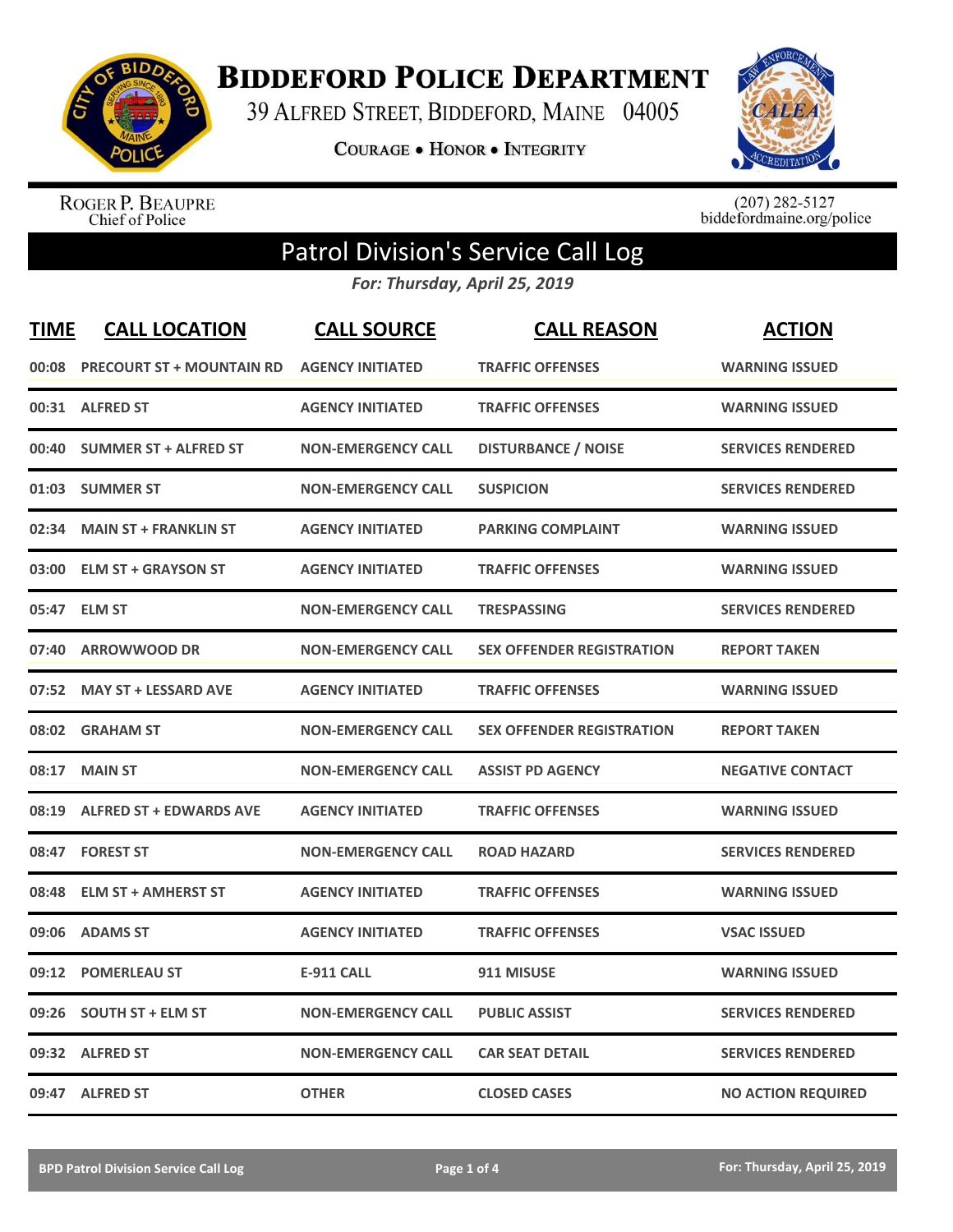# Biddeford Police Department

39 Alfred Street, Biddeford, Maine 04005

Courage • Honor • Integrity

Roger P. Beaupre
Chief of Police

(207) 282-5127
biddefordmaine.org/police

## Patrol Division's Service Call Log

*For: Thursday, April 25, 2019*

| TIME | CALL LOCATION | CALL SOURCE | CALL REASON | ACTION |
|---|---|---|---|---|
| 00:08 | PRECOURT ST + MOUNTAIN RD | AGENCY INITIATED | TRAFFIC OFFENSES | WARNING ISSUED |
| 00:31 | ALFRED ST | AGENCY INITIATED | TRAFFIC OFFENSES | WARNING ISSUED |
| 00:40 | SUMMER ST + ALFRED ST | NON-EMERGENCY CALL | DISTURBANCE / NOISE | SERVICES RENDERED |
| 01:03 | SUMMER ST | NON-EMERGENCY CALL | SUSPICION | SERVICES RENDERED |
| 02:34 | MAIN ST + FRANKLIN ST | AGENCY INITIATED | PARKING COMPLAINT | WARNING ISSUED |
| 03:00 | ELM ST + GRAYSON ST | AGENCY INITIATED | TRAFFIC OFFENSES | WARNING ISSUED |
| 05:47 | ELM ST | NON-EMERGENCY CALL | TRESPASSING | SERVICES RENDERED |
| 07:40 | ARROWWOOD DR | NON-EMERGENCY CALL | SEX OFFENDER REGISTRATION | REPORT TAKEN |
| 07:52 | MAY ST + LESSARD AVE | AGENCY INITIATED | TRAFFIC OFFENSES | WARNING ISSUED |
| 08:02 | GRAHAM ST | NON-EMERGENCY CALL | SEX OFFENDER REGISTRATION | REPORT TAKEN |
| 08:17 | MAIN ST | NON-EMERGENCY CALL | ASSIST PD AGENCY | NEGATIVE CONTACT |
| 08:19 | ALFRED ST + EDWARDS AVE | AGENCY INITIATED | TRAFFIC OFFENSES | WARNING ISSUED |
| 08:47 | FOREST ST | NON-EMERGENCY CALL | ROAD HAZARD | SERVICES RENDERED |
| 08:48 | ELM ST + AMHERST ST | AGENCY INITIATED | TRAFFIC OFFENSES | WARNING ISSUED |
| 09:06 | ADAMS ST | AGENCY INITIATED | TRAFFIC OFFENSES | VSAC ISSUED |
| 09:12 | POMERLEAU ST | E-911 CALL | 911 MISUSE | WARNING ISSUED |
| 09:26 | SOUTH ST + ELM ST | NON-EMERGENCY CALL | PUBLIC ASSIST | SERVICES RENDERED |
| 09:32 | ALFRED ST | NON-EMERGENCY CALL | CAR SEAT DETAIL | SERVICES RENDERED |
| 09:47 | ALFRED ST | OTHER | CLOSED CASES | NO ACTION REQUIRED |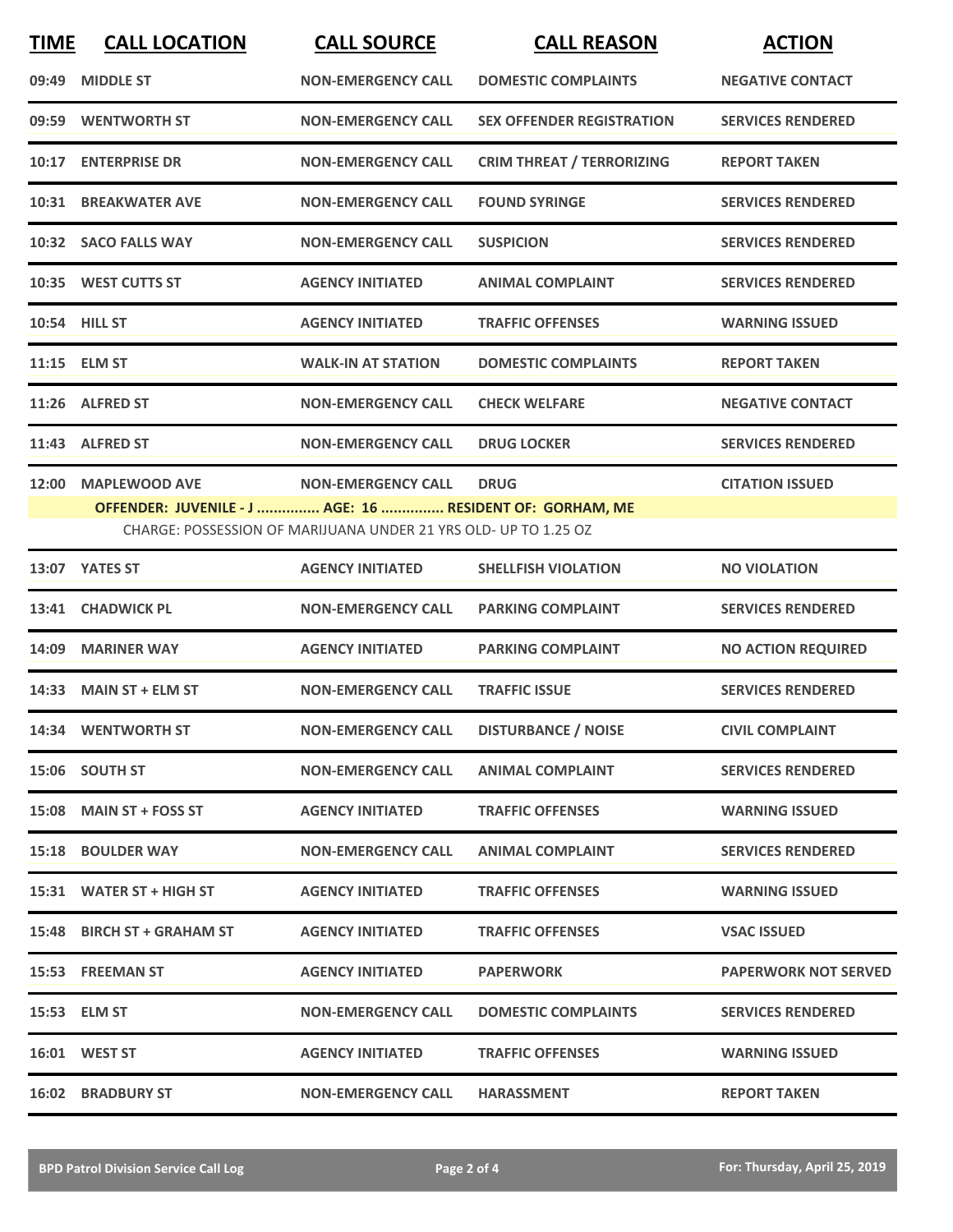| TIME | CALL LOCATION | CALL SOURCE | CALL REASON | ACTION |
|---|---|---|---|---|
| 09:49 | MIDDLE ST | NON-EMERGENCY CALL | DOMESTIC COMPLAINTS | NEGATIVE CONTACT |
| 09:59 | WENTWORTH ST | NON-EMERGENCY CALL | SEX OFFENDER REGISTRATION | SERVICES RENDERED |
| 10:17 | ENTERPRISE DR | NON-EMERGENCY CALL | CRIM THREAT / TERRORIZING | REPORT TAKEN |
| 10:31 | BREAKWATER AVE | NON-EMERGENCY CALL | FOUND SYRINGE | SERVICES RENDERED |
| 10:32 | SACO FALLS WAY | NON-EMERGENCY CALL | SUSPICION | SERVICES RENDERED |
| 10:35 | WEST CUTTS ST | AGENCY INITIATED | ANIMAL COMPLAINT | SERVICES RENDERED |
| 10:54 | HILL ST | AGENCY INITIATED | TRAFFIC OFFENSES | WARNING ISSUED |
| 11:15 | ELM ST | WALK-IN AT STATION | DOMESTIC COMPLAINTS | REPORT TAKEN |
| 11:26 | ALFRED ST | NON-EMERGENCY CALL | CHECK WELFARE | NEGATIVE CONTACT |
| 11:43 | ALFRED ST | NON-EMERGENCY CALL | DRUG LOCKER | SERVICES RENDERED |
| 12:00 | MAPLEWOOD AVE | NON-EMERGENCY CALL | DRUG | CITATION ISSUED |
| | OFFENDER: JUVENILE - J ............... AGE: 16 ............... RESIDENT OF: GORHAM, ME | | | |
| | CHARGE: POSSESSION OF MARIJUANA UNDER 21 YRS OLD- UP TO 1.25 OZ | | | |
| 13:07 | YATES ST | AGENCY INITIATED | SHELLFISH VIOLATION | NO VIOLATION |
| 13:41 | CHADWICK PL | NON-EMERGENCY CALL | PARKING COMPLAINT | SERVICES RENDERED |
| 14:09 | MARINER WAY | AGENCY INITIATED | PARKING COMPLAINT | NO ACTION REQUIRED |
| 14:33 | MAIN ST + ELM ST | NON-EMERGENCY CALL | TRAFFIC ISSUE | SERVICES RENDERED |
| 14:34 | WENTWORTH ST | NON-EMERGENCY CALL | DISTURBANCE / NOISE | CIVIL COMPLAINT |
| 15:06 | SOUTH ST | NON-EMERGENCY CALL | ANIMAL COMPLAINT | SERVICES RENDERED |
| 15:08 | MAIN ST + FOSS ST | AGENCY INITIATED | TRAFFIC OFFENSES | WARNING ISSUED |
| 15:18 | BOULDER WAY | NON-EMERGENCY CALL | ANIMAL COMPLAINT | SERVICES RENDERED |
| 15:31 | WATER ST + HIGH ST | AGENCY INITIATED | TRAFFIC OFFENSES | WARNING ISSUED |
| 15:48 | BIRCH ST + GRAHAM ST | AGENCY INITIATED | TRAFFIC OFFENSES | VSAC ISSUED |
| 15:53 | FREEMAN ST | AGENCY INITIATED | PAPERWORK | PAPERWORK NOT SERVED |
| 15:53 | ELM ST | NON-EMERGENCY CALL | DOMESTIC COMPLAINTS | SERVICES RENDERED |
| 16:01 | WEST ST | AGENCY INITIATED | TRAFFIC OFFENSES | WARNING ISSUED |
| 16:02 | BRADBURY ST | NON-EMERGENCY CALL | HARASSMENT | REPORT TAKEN |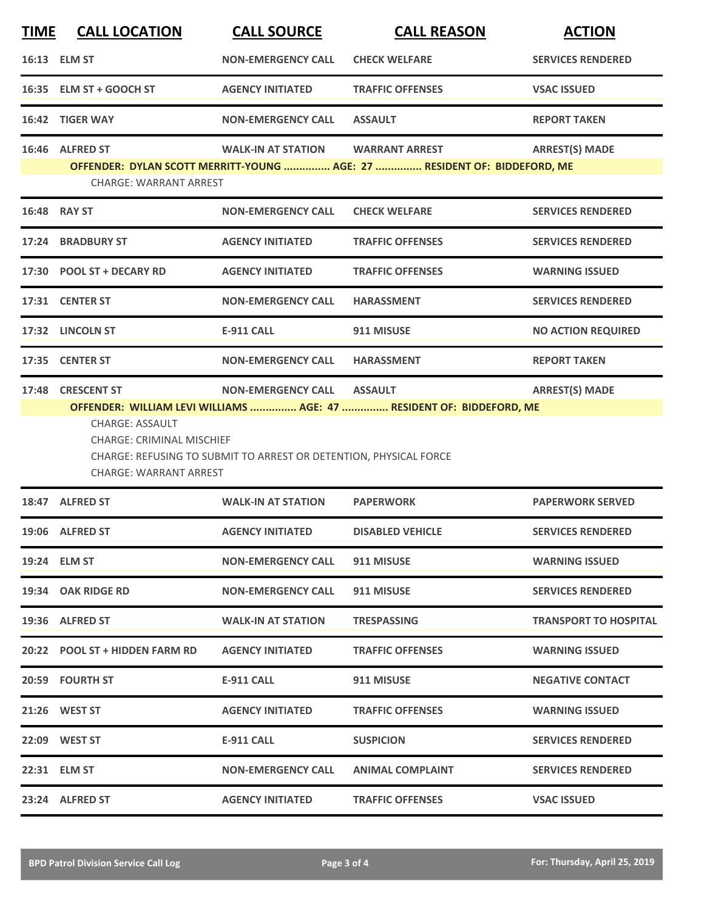| TIME | CALL LOCATION | CALL SOURCE | CALL REASON | ACTION |
|---|---|---|---|---|
| 16:13 | ELM ST | NON-EMERGENCY CALL | CHECK WELFARE | SERVICES RENDERED |
| 16:35 | ELM ST + GOOCH ST | AGENCY INITIATED | TRAFFIC OFFENSES | VSAC ISSUED |
| 16:42 | TIGER WAY | NON-EMERGENCY CALL | ASSAULT | REPORT TAKEN |
| 16:46 | ALFRED ST | WALK-IN AT STATION | WARRANT ARREST | ARREST(S) MADE |

**OFFENDER: DYLAN SCOTT MERRITT-YOUNG ............... AGE: 27 ............... RESIDENT OF: BIDDEFORD, ME**

CHARGE: WARRANT ARREST

| TIME | CALL LOCATION | CALL SOURCE | CALL REASON | ACTION |
|---|---|---|---|---|
| 16:48 | RAY ST | NON-EMERGENCY CALL | CHECK WELFARE | SERVICES RENDERED |
| 17:24 | BRADBURY ST | AGENCY INITIATED | TRAFFIC OFFENSES | SERVICES RENDERED |
| 17:30 | POOL ST + DECARY RD | AGENCY INITIATED | TRAFFIC OFFENSES | WARNING ISSUED |
| 17:31 | CENTER ST | NON-EMERGENCY CALL | HARASSMENT | SERVICES RENDERED |
| 17:32 | LINCOLN ST | E-911 CALL | 911 MISUSE | NO ACTION REQUIRED |
| 17:35 | CENTER ST | NON-EMERGENCY CALL | HARASSMENT | REPORT TAKEN |
| 17:48 | CRESCENT ST | NON-EMERGENCY CALL | ASSAULT | ARREST(S) MADE |

**OFFENDER: WILLIAM LEVI WILLIAMS ............... AGE: 47 ............... RESIDENT OF: BIDDEFORD, ME**

CHARGE: ASSAULT
CHARGE: CRIMINAL MISCHIEF
CHARGE: REFUSING TO SUBMIT TO ARREST OR DETENTION, PHYSICAL FORCE
CHARGE: WARRANT ARREST

| TIME | CALL LOCATION | CALL SOURCE | CALL REASON | ACTION |
|---|---|---|---|---|
| 18:47 | ALFRED ST | WALK-IN AT STATION | PAPERWORK | PAPERWORK SERVED |
| 19:06 | ALFRED ST | AGENCY INITIATED | DISABLED VEHICLE | SERVICES RENDERED |
| 19:24 | ELM ST | NON-EMERGENCY CALL | 911 MISUSE | WARNING ISSUED |
| 19:34 | OAK RIDGE RD | NON-EMERGENCY CALL | 911 MISUSE | SERVICES RENDERED |
| 19:36 | ALFRED ST | WALK-IN AT STATION | TRESPASSING | TRANSPORT TO HOSPITAL |
| 20:22 | POOL ST + HIDDEN FARM RD | AGENCY INITIATED | TRAFFIC OFFENSES | WARNING ISSUED |
| 20:59 | FOURTH ST | E-911 CALL | 911 MISUSE | NEGATIVE CONTACT |
| 21:26 | WEST ST | AGENCY INITIATED | TRAFFIC OFFENSES | WARNING ISSUED |
| 22:09 | WEST ST | E-911 CALL | SUSPICION | SERVICES RENDERED |
| 22:31 | ELM ST | NON-EMERGENCY CALL | ANIMAL COMPLAINT | SERVICES RENDERED |
| 23:24 | ALFRED ST | AGENCY INITIATED | TRAFFIC OFFENSES | VSAC ISSUED |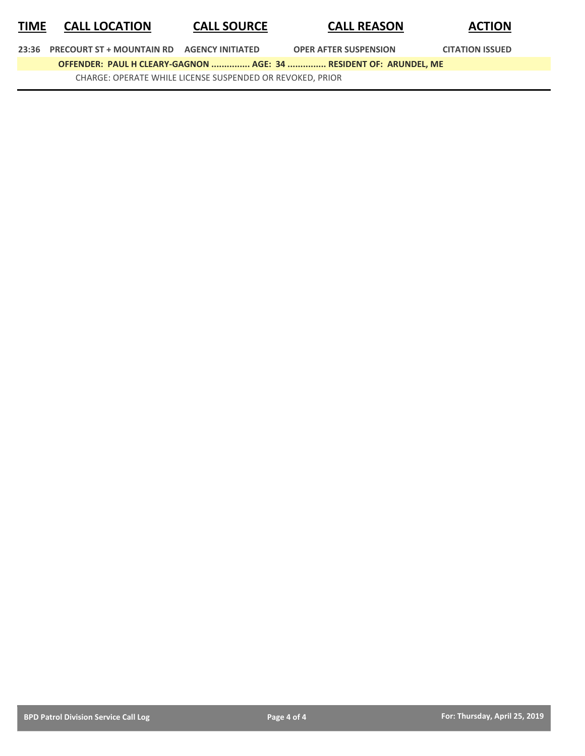| TIME | CALL LOCATION | CALL SOURCE | CALL REASON | ACTION |
|---|---|---|---|---|
| 23:36 | PRECOURT ST + MOUNTAIN RD | AGENCY INITIATED | OPER AFTER SUSPENSION | CITATION ISSUED |

**OFFENDER: PAUL H CLEARY-GAGNON ............... AGE: 34 ............... RESIDENT OF: ARUNDEL, ME**

CHARGE: OPERATE WHILE LICENSE SUSPENDED OR REVOKED, PRIOR